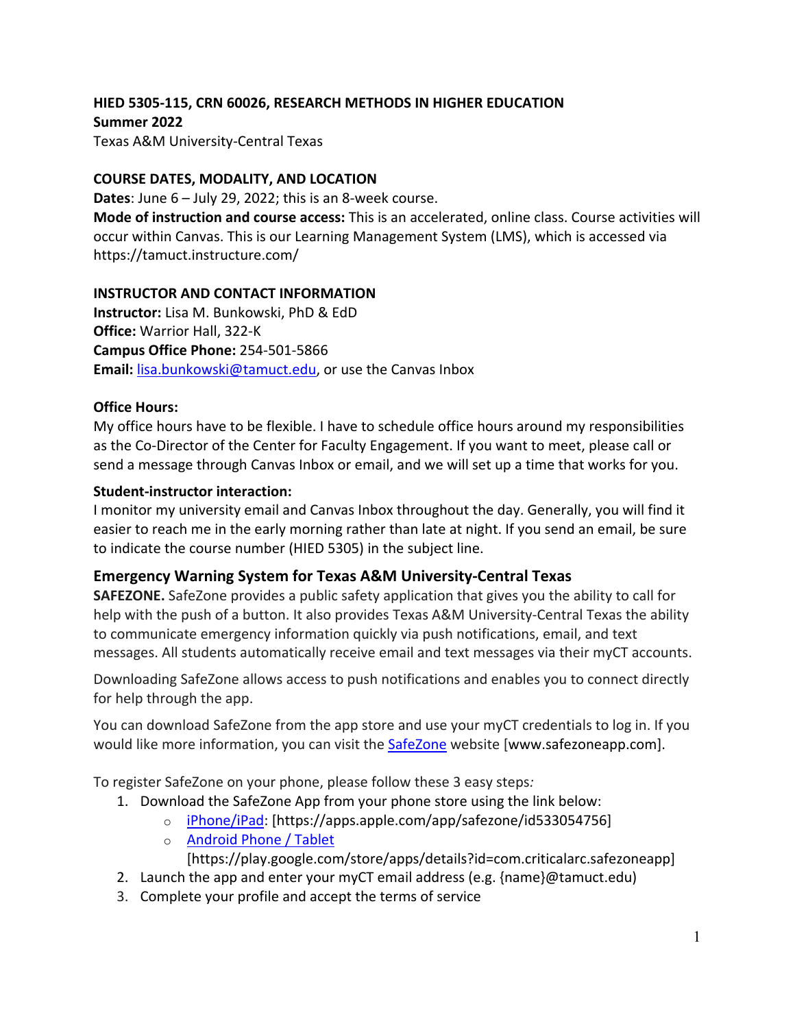**HIED 5305-115, CRN 60026, RESEARCH METHODS IN HIGHER EDUCATION**
**Summer 2022**
Texas A&M University-Central Texas

## COURSE DATES, MODALITY, AND LOCATION

**Dates**: June 6 – July 29, 2022; this is an 8-week course.
**Mode of instruction and course access:** This is an accelerated, online class. Course activities will occur within Canvas. This is our Learning Management System (LMS), which is accessed via https://tamuct.instructure.com/

## INSTRUCTOR AND CONTACT INFORMATION

**Instructor:** Lisa M. Bunkowski, PhD & EdD
**Office:** Warrior Hall, 322-K
**Campus Office Phone:** 254-501-5866
**Email:** lisa.bunkowski@tamuct.edu, or use the Canvas Inbox

### Office Hours:

My office hours have to be flexible. I have to schedule office hours around my responsibilities as the Co-Director of the Center for Faculty Engagement. If you want to meet, please call or send a message through Canvas Inbox or email, and we will set up a time that works for you.

### Student-instructor interaction:

I monitor my university email and Canvas Inbox throughout the day. Generally, you will find it easier to reach me in the early morning rather than late at night. If you send an email, be sure to indicate the course number (HIED 5305) in the subject line.

## Emergency Warning System for Texas A&M University-Central Texas

**SAFEZONE.** SafeZone provides a public safety application that gives you the ability to call for help with the push of a button. It also provides Texas A&M University-Central Texas the ability to communicate emergency information quickly via push notifications, email, and text messages. All students automatically receive email and text messages via their myCT accounts.

Downloading SafeZone allows access to push notifications and enables you to connect directly for help through the app.

You can download SafeZone from the app store and use your myCT credentials to log in. If you would like more information, you can visit the SafeZone website [www.safezoneapp.com].

To register SafeZone on your phone, please follow these 3 easy steps*:*

1. Download the SafeZone App from your phone store using the link below:
   - iPhone/iPad: [https://apps.apple.com/app/safezone/id533054756]
   - Android Phone / Tablet [https://play.google.com/store/apps/details?id=com.criticalarc.safezoneapp]
2. Launch the app and enter your myCT email address (e.g. {name}@tamuct.edu)
3. Complete your profile and accept the terms of service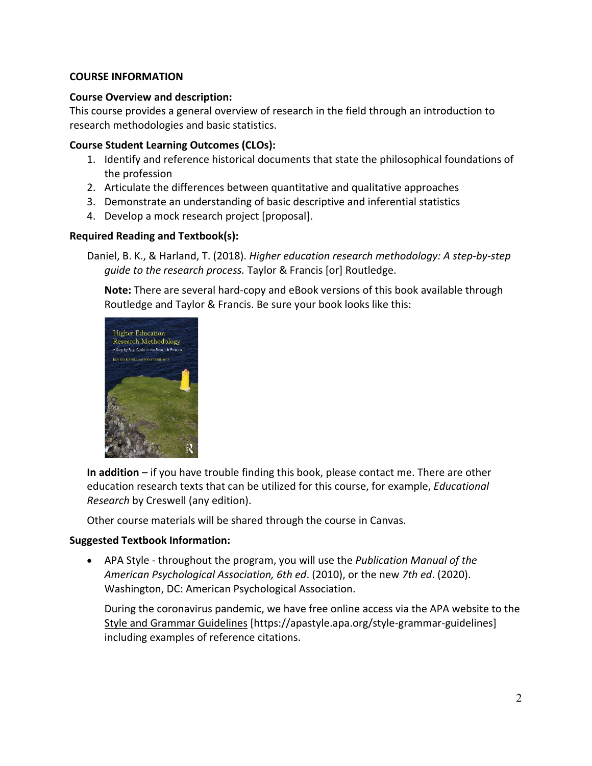## COURSE INFORMATION

### Course Overview and description:

This course provides a general overview of research in the field through an introduction to research methodologies and basic statistics.

### Course Student Learning Outcomes (CLOs):

1. Identify and reference historical documents that state the philosophical foundations of the profession
2. Articulate the differences between quantitative and qualitative approaches
3. Demonstrate an understanding of basic descriptive and inferential statistics
4. Develop a mock research project [proposal].

### Required Reading and Textbook(s):

Daniel, B. K., & Harland, T. (2018). *Higher education research methodology: A step-by-step guide to the research process.* Taylor & Francis [or] Routledge.

**Note:** There are several hard-copy and eBook versions of this book available through Routledge and Taylor & Francis. Be sure your book looks like this:

**In addition** – if you have trouble finding this book, please contact me. There are other education research texts that can be utilized for this course, for example, *Educational Research* by Creswell (any edition).

Other course materials will be shared through the course in Canvas.

### Suggested Textbook Information:

- APA Style - throughout the program, you will use the *Publication Manual of the American Psychological Association, 6th ed*. (2010), or the new *7th ed*. (2020). Washington, DC: American Psychological Association.

  During the coronavirus pandemic, we have free online access via the APA website to the Style and Grammar Guidelines [https://apastyle.apa.org/style-grammar-guidelines] including examples of reference citations.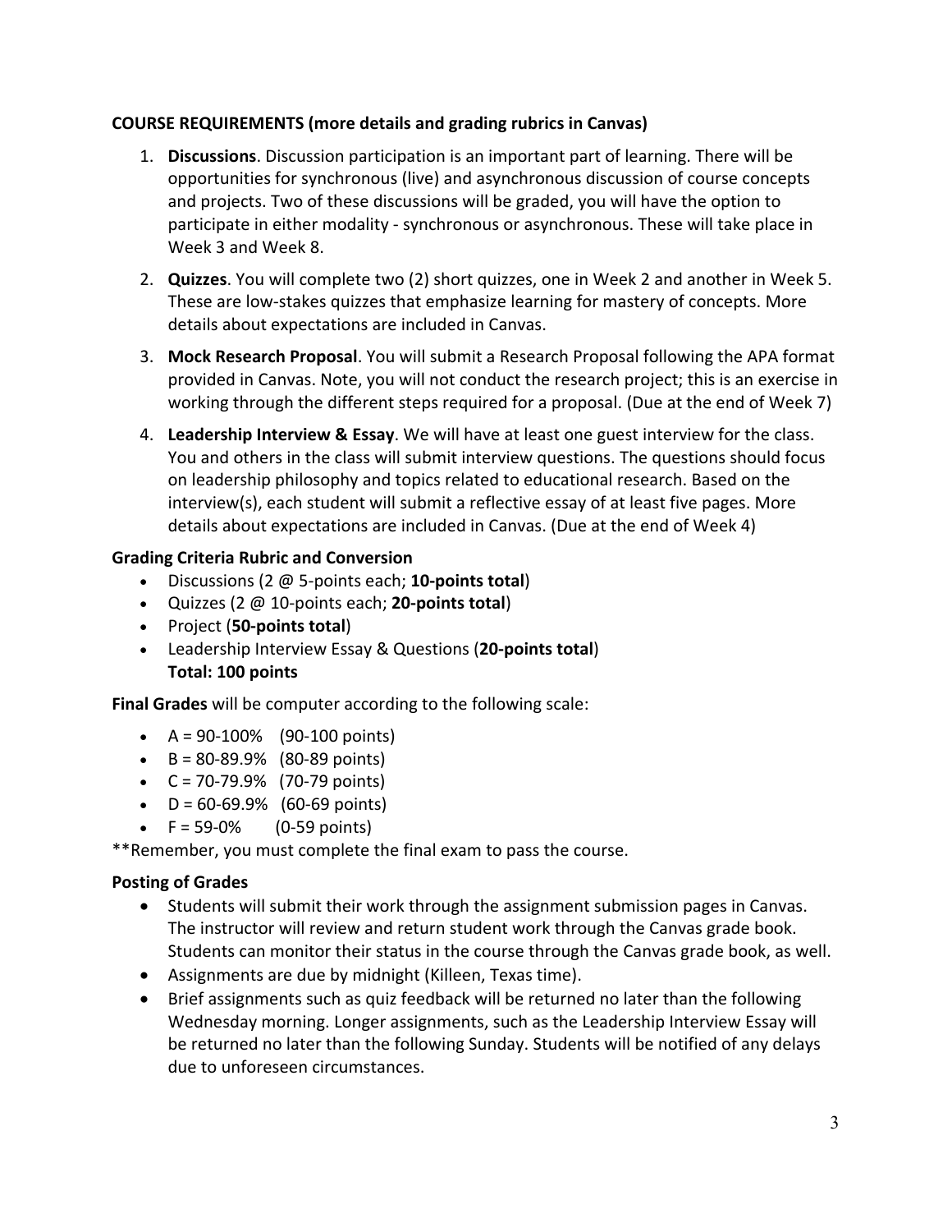**COURSE REQUIREMENTS (more details and grading rubrics in Canvas)**

1. **Discussions**. Discussion participation is an important part of learning. There will be opportunities for synchronous (live) and asynchronous discussion of course concepts and projects. Two of these discussions will be graded, you will have the option to participate in either modality - synchronous or asynchronous. These will take place in Week 3 and Week 8.
2. **Quizzes**. You will complete two (2) short quizzes, one in Week 2 and another in Week 5. These are low-stakes quizzes that emphasize learning for mastery of concepts. More details about expectations are included in Canvas.
3. **Mock Research Proposal**. You will submit a Research Proposal following the APA format provided in Canvas. Note, you will not conduct the research project; this is an exercise in working through the different steps required for a proposal. (Due at the end of Week 7)
4. **Leadership Interview & Essay**. We will have at least one guest interview for the class. You and others in the class will submit interview questions. The questions should focus on leadership philosophy and topics related to educational research. Based on the interview(s), each student will submit a reflective essay of at least five pages. More details about expectations are included in Canvas. (Due at the end of Week 4)

**Grading Criteria Rubric and Conversion**

- Discussions (2 @ 5-points each; **10-points total**)
- Quizzes (2 @ 10-points each; **20-points total**)
- Project (**50-points total**)
- Leadership Interview Essay & Questions (**20-points total**)
  **Total: 100 points**

**Final Grades** will be computer according to the following scale:

- A = 90-100% (90-100 points)
- B = 80-89.9% (80-89 points)
- C = 70-79.9% (70-79 points)
- D = 60-69.9% (60-69 points)
- F = 59-0% (0-59 points)

**Remember, you must complete the final exam to pass the course.

**Posting of Grades**

- Students will submit their work through the assignment submission pages in Canvas. The instructor will review and return student work through the Canvas grade book. Students can monitor their status in the course through the Canvas grade book, as well.
- Assignments are due by midnight (Killeen, Texas time).
- Brief assignments such as quiz feedback will be returned no later than the following Wednesday morning. Longer assignments, such as the Leadership Interview Essay will be returned no later than the following Sunday. Students will be notified of any delays due to unforeseen circumstances.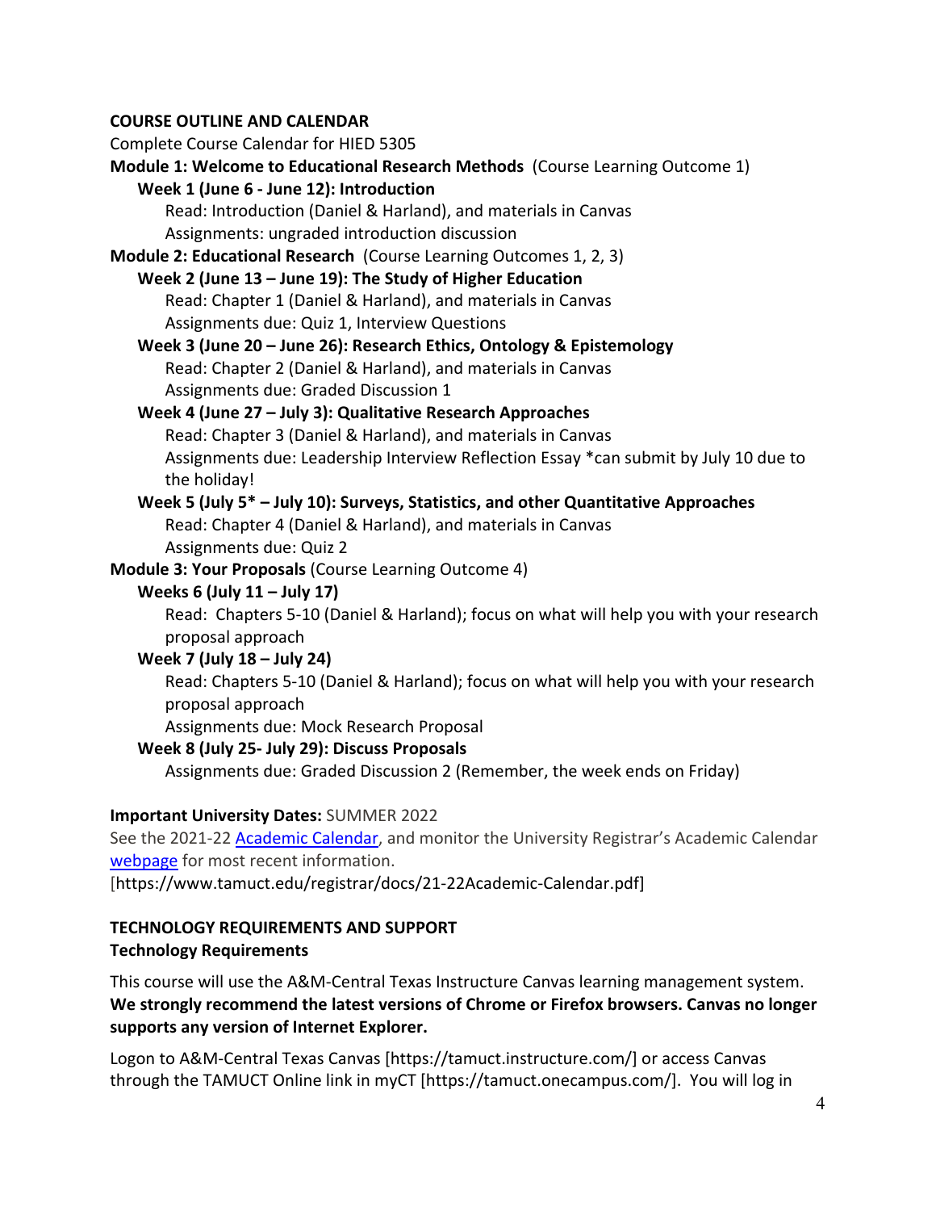## COURSE OUTLINE AND CALENDAR

Complete Course Calendar for HIED 5305

**Module 1: Welcome to Educational Research Methods** (Course Learning Outcome 1)

**Week 1 (June 6 - June 12): Introduction**

Read: Introduction (Daniel & Harland), and materials in Canvas

Assignments: ungraded introduction discussion

**Module 2: Educational Research** (Course Learning Outcomes 1, 2, 3)

**Week 2 (June 13 – June 19): The Study of Higher Education**

Read: Chapter 1 (Daniel & Harland), and materials in Canvas

Assignments due: Quiz 1, Interview Questions

**Week 3 (June 20 – June 26): Research Ethics, Ontology & Epistemology**

Read: Chapter 2 (Daniel & Harland), and materials in Canvas

Assignments due: Graded Discussion 1

**Week 4 (June 27 – July 3): Qualitative Research Approaches**

Read: Chapter 3 (Daniel & Harland), and materials in Canvas

Assignments due: Leadership Interview Reflection Essay *can submit by July 10 due to the holiday!

**Week 5 (July 5* – July 10): Surveys, Statistics, and other Quantitative Approaches**

Read: Chapter 4 (Daniel & Harland), and materials in Canvas

Assignments due: Quiz 2

**Module 3: Your Proposals** (Course Learning Outcome 4)

**Weeks 6 (July 11 – July 17)**

Read: Chapters 5-10 (Daniel & Harland); focus on what will help you with your research proposal approach

**Week 7 (July 18 – July 24)**

Read: Chapters 5-10 (Daniel & Harland); focus on what will help you with your research proposal approach

Assignments due: Mock Research Proposal

**Week 8 (July 25- July 29): Discuss Proposals**

Assignments due: Graded Discussion 2 (Remember, the week ends on Friday)

**Important University Dates:** SUMMER 2022

See the 2021-22 Academic Calendar, and monitor the University Registrar's Academic Calendar webpage for most recent information.
[https://www.tamuct.edu/registrar/docs/21-22Academic-Calendar.pdf]

## TECHNOLOGY REQUIREMENTS AND SUPPORT

### Technology Requirements

This course will use the A&M-Central Texas Instructure Canvas learning management system. **We strongly recommend the latest versions of Chrome or Firefox browsers. Canvas no longer supports any version of Internet Explorer.**

Logon to A&M-Central Texas Canvas [https://tamuct.instructure.com/] or access Canvas through the TAMUCT Online link in myCT [https://tamuct.onecampus.com/]. You will log in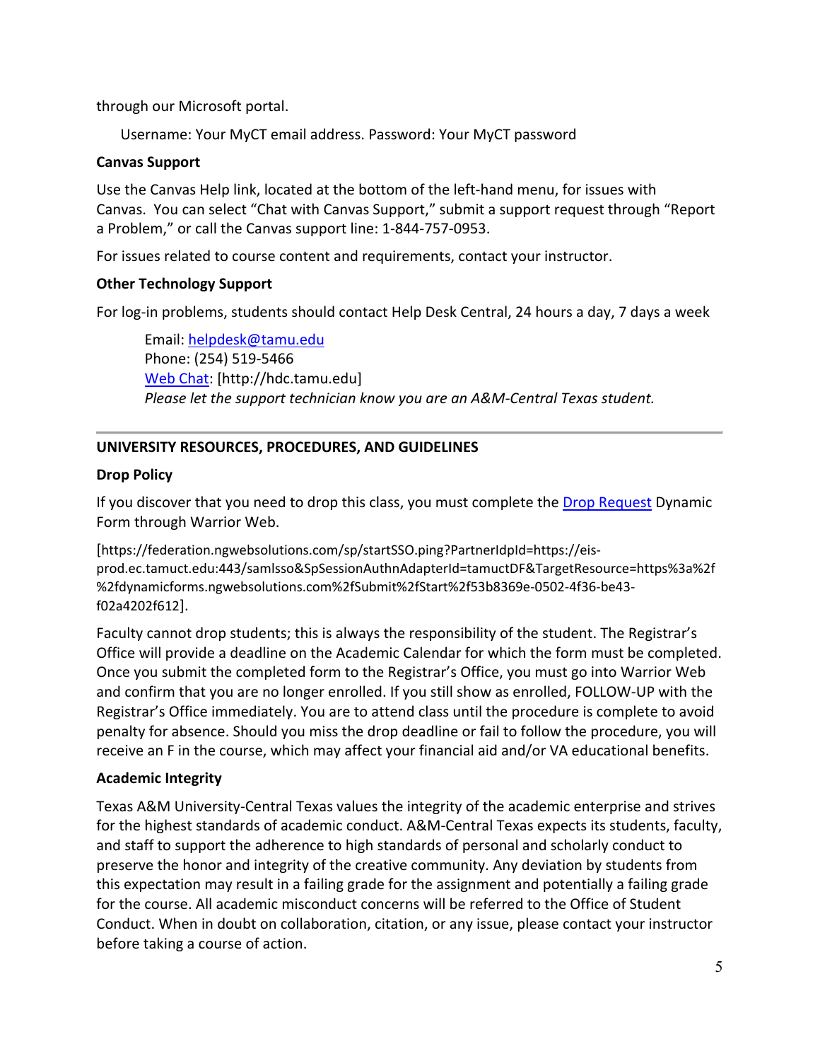through our Microsoft portal.

Username: Your MyCT email address. Password: Your MyCT password

**Canvas Support**

Use the Canvas Help link, located at the bottom of the left-hand menu, for issues with Canvas. You can select "Chat with Canvas Support," submit a support request through "Report a Problem," or call the Canvas support line: 1-844-757-0953.

For issues related to course content and requirements, contact your instructor.

**Other Technology Support**

For log-in problems, students should contact Help Desk Central, 24 hours a day, 7 days a week

Email: helpdesk@tamu.edu
Phone: (254) 519-5466
Web Chat: [http://hdc.tamu.edu]
*Please let the support technician know you are an A&M-Central Texas student.*

---

**UNIVERSITY RESOURCES, PROCEDURES, AND GUIDELINES**

**Drop Policy**

If you discover that you need to drop this class, you must complete the Drop Request Dynamic Form through Warrior Web.

[https://federation.ngwebsolutions.com/sp/startSSO.ping?PartnerIdpId=https://eis-prod.ec.tamuct.edu:443/samlsso&SpSessionAuthnAdapterId=tamuctDF&TargetResource=https%3a%2f%2fdynamicforms.ngwebsolutions.com%2fSubmit%2fStart%2f53b8369e-0502-4f36-be43-f02a4202f612].

Faculty cannot drop students; this is always the responsibility of the student. The Registrar's Office will provide a deadline on the Academic Calendar for which the form must be completed. Once you submit the completed form to the Registrar's Office, you must go into Warrior Web and confirm that you are no longer enrolled. If you still show as enrolled, FOLLOW-UP with the Registrar's Office immediately. You are to attend class until the procedure is complete to avoid penalty for absence. Should you miss the drop deadline or fail to follow the procedure, you will receive an F in the course, which may affect your financial aid and/or VA educational benefits.

**Academic Integrity**

Texas A&M University-Central Texas values the integrity of the academic enterprise and strives for the highest standards of academic conduct. A&M-Central Texas expects its students, faculty, and staff to support the adherence to high standards of personal and scholarly conduct to preserve the honor and integrity of the creative community. Any deviation by students from this expectation may result in a failing grade for the assignment and potentially a failing grade for the course. All academic misconduct concerns will be referred to the Office of Student Conduct. When in doubt on collaboration, citation, or any issue, please contact your instructor before taking a course of action.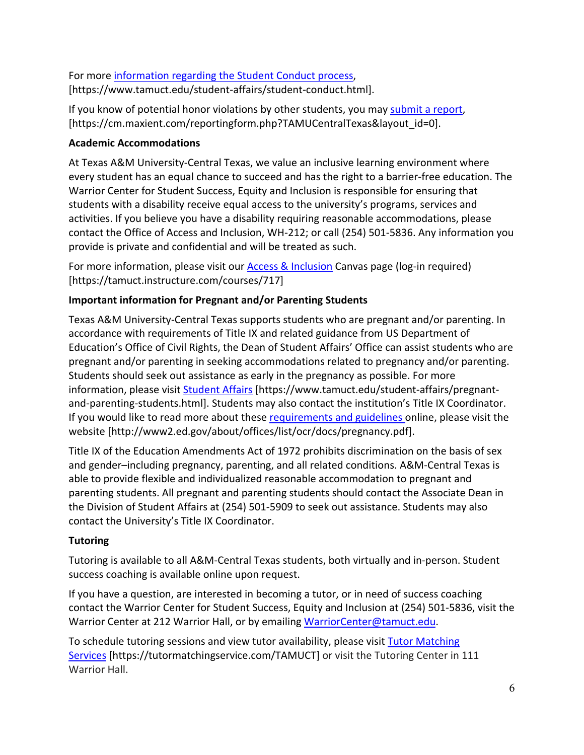For more [information regarding the Student Conduct process](https://www.tamuct.edu/student-affairs/student-conduct.html), [https://www.tamuct.edu/student-affairs/student-conduct.html].

If you know of potential honor violations by other students, you may [submit a report](https://cm.maxient.com/reportingform.php?TAMUCentralTexas&layout_id=0), [https://cm.maxient.com/reportingform.php?TAMUCentralTexas&layout_id=0].

**Academic Accommodations**

At Texas A&M University-Central Texas, we value an inclusive learning environment where every student has an equal chance to succeed and has the right to a barrier-free education. The Warrior Center for Student Success, Equity and Inclusion is responsible for ensuring that students with a disability receive equal access to the university's programs, services and activities. If you believe you have a disability requiring reasonable accommodations, please contact the Office of Access and Inclusion, WH-212; or call (254) 501-5836. Any information you provide is private and confidential and will be treated as such.

For more information, please visit our [Access & Inclusion](https://tamuct.instructure.com/courses/717) Canvas page (log-in required) [https://tamuct.instructure.com/courses/717]

**Important information for Pregnant and/or Parenting Students**

Texas A&M University-Central Texas supports students who are pregnant and/or parenting. In accordance with requirements of Title IX and related guidance from US Department of Education's Office of Civil Rights, the Dean of Student Affairs' Office can assist students who are pregnant and/or parenting in seeking accommodations related to pregnancy and/or parenting. Students should seek out assistance as early in the pregnancy as possible. For more information, please visit [Student Affairs](https://www.tamuct.edu/student-affairs/pregnant-and-parenting-students.html) [https://www.tamuct.edu/student-affairs/pregnant-and-parenting-students.html]. Students may also contact the institution's Title IX Coordinator. If you would like to read more about these [requirements and guidelines](http://www2.ed.gov/about/offices/list/ocr/docs/pregnancy.pdf) online, please visit the website [http://www2.ed.gov/about/offices/list/ocr/docs/pregnancy.pdf].

Title IX of the Education Amendments Act of 1972 prohibits discrimination on the basis of sex and gender–including pregnancy, parenting, and all related conditions. A&M-Central Texas is able to provide flexible and individualized reasonable accommodation to pregnant and parenting students. All pregnant and parenting students should contact the Associate Dean in the Division of Student Affairs at (254) 501-5909 to seek out assistance. Students may also contact the University's Title IX Coordinator.

**Tutoring**

Tutoring is available to all A&M-Central Texas students, both virtually and in-person. Student success coaching is available online upon request.

If you have a question, are interested in becoming a tutor, or in need of success coaching contact the Warrior Center for Student Success, Equity and Inclusion at (254) 501-5836, visit the Warrior Center at 212 Warrior Hall, or by emailing [WarriorCenter@tamuct.edu](mailto:WarriorCenter@tamuct.edu).

To schedule tutoring sessions and view tutor availability, please visit [Tutor Matching Services](https://tutormatchingservice.com/TAMUCT) [https://tutormatchingservice.com/TAMUCT] or visit the Tutoring Center in 111 Warrior Hall.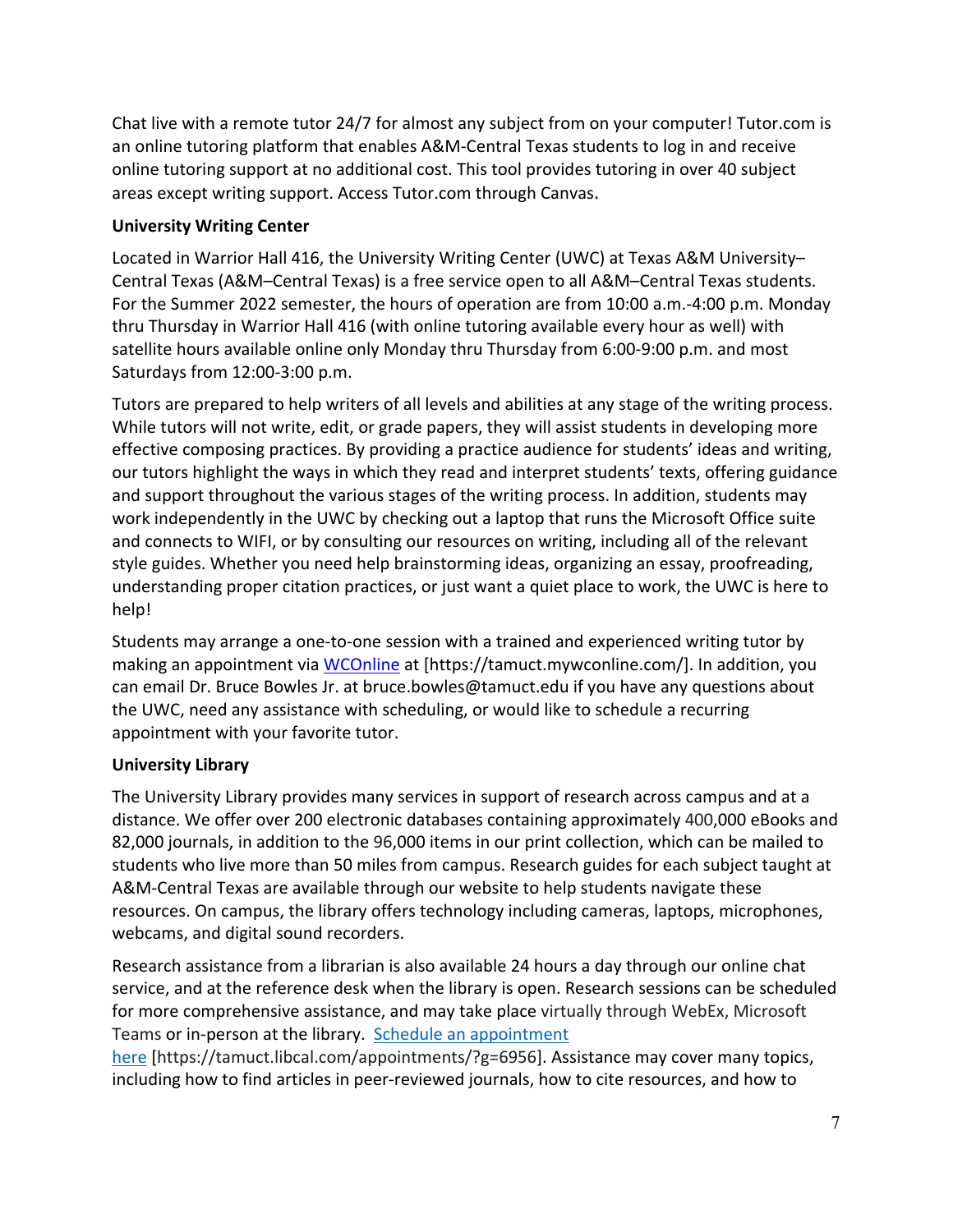Chat live with a remote tutor 24/7 for almost any subject from on your computer! Tutor.com is an online tutoring platform that enables A&M-Central Texas students to log in and receive online tutoring support at no additional cost. This tool provides tutoring in over 40 subject areas except writing support. Access Tutor.com through Canvas.

**University Writing Center**

Located in Warrior Hall 416, the University Writing Center (UWC) at Texas A&M University–Central Texas (A&M–Central Texas) is a free service open to all A&M–Central Texas students. For the Summer 2022 semester, the hours of operation are from 10:00 a.m.-4:00 p.m. Monday thru Thursday in Warrior Hall 416 (with online tutoring available every hour as well) with satellite hours available online only Monday thru Thursday from 6:00-9:00 p.m. and most Saturdays from 12:00-3:00 p.m.

Tutors are prepared to help writers of all levels and abilities at any stage of the writing process. While tutors will not write, edit, or grade papers, they will assist students in developing more effective composing practices. By providing a practice audience for students' ideas and writing, our tutors highlight the ways in which they read and interpret students' texts, offering guidance and support throughout the various stages of the writing process. In addition, students may work independently in the UWC by checking out a laptop that runs the Microsoft Office suite and connects to WIFI, or by consulting our resources on writing, including all of the relevant style guides. Whether you need help brainstorming ideas, organizing an essay, proofreading, understanding proper citation practices, or just want a quiet place to work, the UWC is here to help!

Students may arrange a one-to-one session with a trained and experienced writing tutor by making an appointment via WCOnline at [https://tamuct.mywconline.com/]. In addition, you can email Dr. Bruce Bowles Jr. at bruce.bowles@tamuct.edu if you have any questions about the UWC, need any assistance with scheduling, or would like to schedule a recurring appointment with your favorite tutor.

**University Library**

The University Library provides many services in support of research across campus and at a distance. We offer over 200 electronic databases containing approximately 400,000 eBooks and 82,000 journals, in addition to the 96,000 items in our print collection, which can be mailed to students who live more than 50 miles from campus. Research guides for each subject taught at A&M-Central Texas are available through our website to help students navigate these resources. On campus, the library offers technology including cameras, laptops, microphones, webcams, and digital sound recorders.

Research assistance from a librarian is also available 24 hours a day through our online chat service, and at the reference desk when the library is open. Research sessions can be scheduled for more comprehensive assistance, and may take place virtually through WebEx, Microsoft Teams or in-person at the library. Schedule an appointment here [https://tamuct.libcal.com/appointments/?g=6956]. Assistance may cover many topics, including how to find articles in peer-reviewed journals, how to cite resources, and how to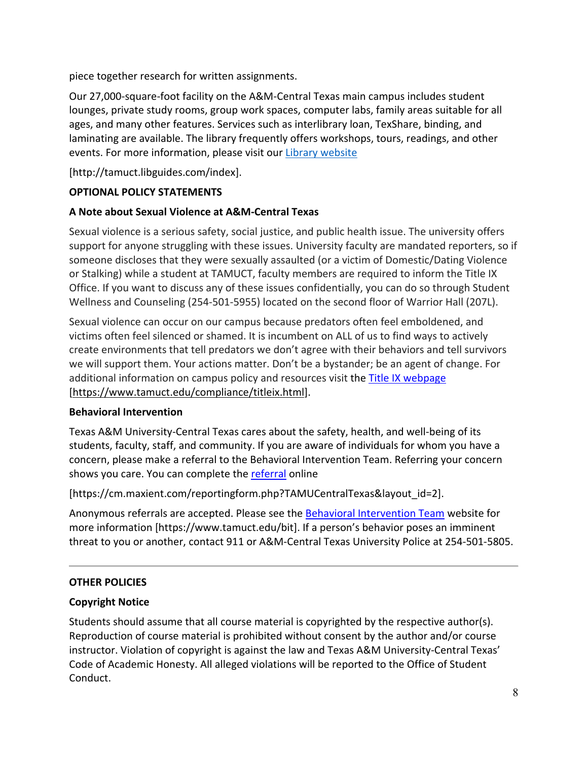piece together research for written assignments.

Our 27,000-square-foot facility on the A&M-Central Texas main campus includes student lounges, private study rooms, group work spaces, computer labs, family areas suitable for all ages, and many other features. Services such as interlibrary loan, TexShare, binding, and laminating are available. The library frequently offers workshops, tours, readings, and other events. For more information, please visit our Library website

[http://tamuct.libguides.com/index].

**OPTIONAL POLICY STATEMENTS**

**A Note about Sexual Violence at A&M-Central Texas**

Sexual violence is a serious safety, social justice, and public health issue. The university offers support for anyone struggling with these issues. University faculty are mandated reporters, so if someone discloses that they were sexually assaulted (or a victim of Domestic/Dating Violence or Stalking) while a student at TAMUCT, faculty members are required to inform the Title IX Office. If you want to discuss any of these issues confidentially, you can do so through Student Wellness and Counseling (254-501-5955) located on the second floor of Warrior Hall (207L).

Sexual violence can occur on our campus because predators often feel emboldened, and victims often feel silenced or shamed. It is incumbent on ALL of us to find ways to actively create environments that tell predators we don't agree with their behaviors and tell survivors we will support them. Your actions matter. Don't be a bystander; be an agent of change. For additional information on campus policy and resources visit the Title IX webpage [https://www.tamuct.edu/compliance/titleix.html].

**Behavioral Intervention**

Texas A&M University-Central Texas cares about the safety, health, and well-being of its students, faculty, staff, and community. If you are aware of individuals for whom you have a concern, please make a referral to the Behavioral Intervention Team. Referring your concern shows you care. You can complete the referral online

[https://cm.maxient.com/reportingform.php?TAMUCentralTexas&layout_id=2].

Anonymous referrals are accepted. Please see the Behavioral Intervention Team website for more information [https://www.tamuct.edu/bit]. If a person's behavior poses an imminent threat to you or another, contact 911 or A&M-Central Texas University Police at 254-501-5805.

---

**OTHER POLICIES**

**Copyright Notice**

Students should assume that all course material is copyrighted by the respective author(s). Reproduction of course material is prohibited without consent by the author and/or course instructor. Violation of copyright is against the law and Texas A&M University-Central Texas' Code of Academic Honesty. All alleged violations will be reported to the Office of Student Conduct.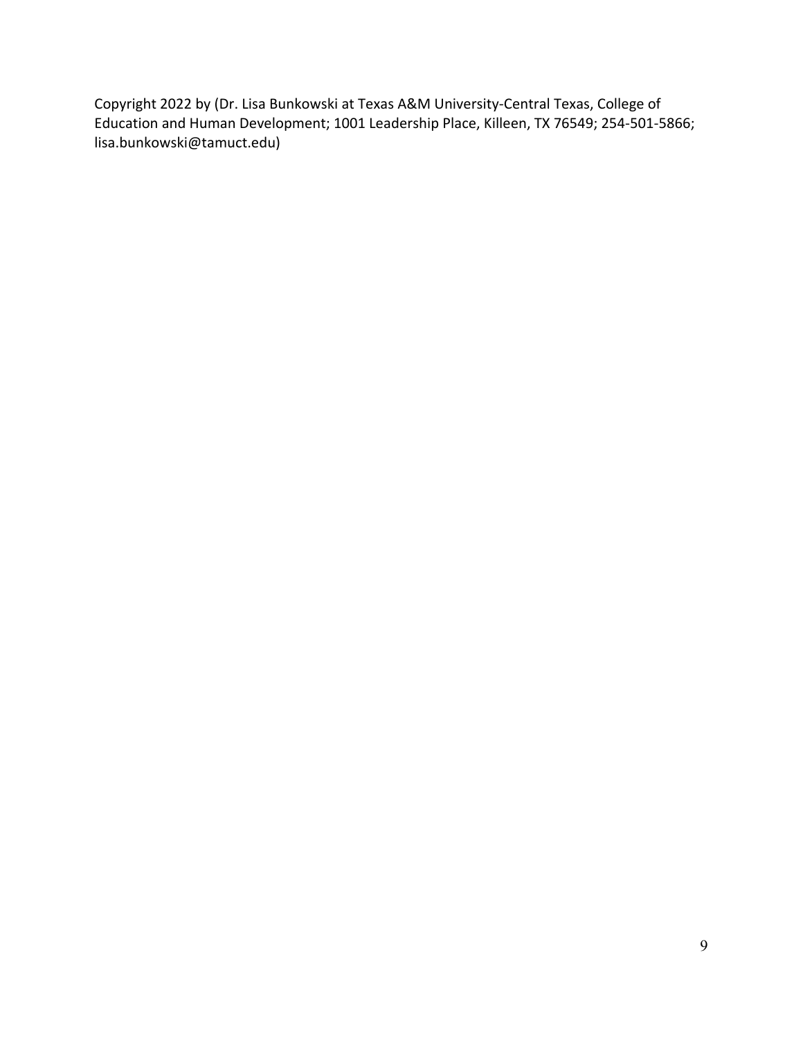Copyright 2022 by (Dr. Lisa Bunkowski at Texas A&M University-Central Texas, College of Education and Human Development; 1001 Leadership Place, Killeen, TX 76549; 254-501-5866; lisa.bunkowski@tamuct.edu)